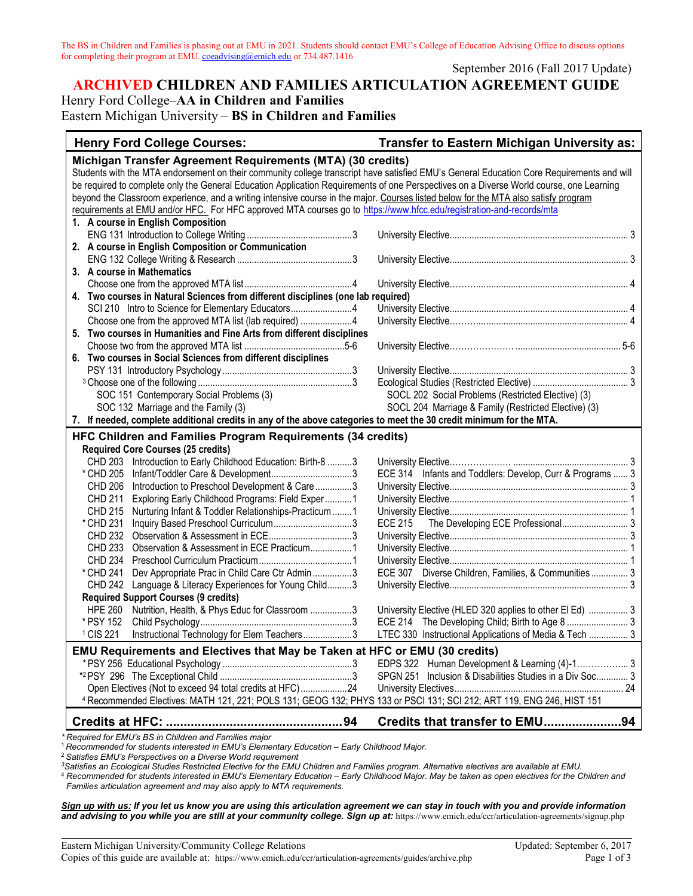The BS in Children and Families is phasing out at EMU in 2021. Students should contact EMU's College of Education Advising Office to discuss options for completing their program at EMU. coeadvising@emich.edu or 734.487.1416

September 2016 (Fall 2017 Update)

# ARCHIVED CHILDREN AND FAMILIES ARTICULATION AGREEMENT GUIDE

Henry Ford College–**AA in Children and Families**
Eastern Michigan University – **BS in Children and Families**

| Henry Ford College Courses: | | Transfer to Eastern Michigan University as: | |
|---|---|---|---|
| **Michigan Transfer Agreement Requirements (MTA) (30 credits)** | | | |
| Students with the MTA endorsement on their community college transcript have satisfied EMU's General Education Core Requirements and will be required to complete only the General Education Application Requirements of one Perspectives on a Diverse World course, one Learning beyond the Classroom experience, and a writing intensive course in the major. Courses listed below for the MTA also satisfy program requirements at EMU and/or HFC. For HFC approved MTA courses go to https://www.hfcc.edu/registration-and-records/mta | | | |
| **1. A course in English Composition** | | | |
| ENG 131 Introduction to College Writing | 3 | University Elective | 3 |
| **2. A course in English Composition or Communication** | | | |
| ENG 132 College Writing & Research | 3 | University Elective | 3 |
| **3. A course in Mathematics** | | | |
| Choose one from the approved MTA list | 4 | University Elective | 4 |
| **4. Two courses in Natural Sciences from different disciplines (one lab required)** | | | |
| SCI 210 Intro to Science for Elementary Educators | 4 | University Elective | 4 |
| Choose one from the approved MTA list (lab required) | 4 | University Elective | 4 |
| **5. Two courses in Humanities and Fine Arts from different disciplines** | | | |
| Choose two from the approved MTA list | 5-6 | University Elective | 5-6 |
| **6. Two courses in Social Sciences from different disciplines** | | | |
| PSY 131 Introductory Psychology | 3 | University Elective | 3 |
| [3] Choose one of the following | 3 | Ecological Studies (Restricted Elective) | 3 |
| SOC 151 Contemporary Social Problems (3) | | SOCL 202 Social Problems (Restricted Elective) (3) | |
| SOC 132 Marriage and the Family (3) | | SOCL 204 Marriage & Family (Restricted Elective) (3) | |
| **7. If needed, complete additional credits in any of the above categories to meet the 30 credit minimum for the MTA.** | | | |
| **HFC Children and Families Program Requirements (34 credits)** | | | |
| **Required Core Courses (25 credits)** | | | |
| CHD 203 Introduction to Early Childhood Education: Birth-8 | 3 | University Elective | 3 |
| * CHD 205 Infant/Toddler Care & Development | 3 | ECE 314 Infants and Toddlers: Develop, Curr & Programs | 3 |
| CHD 206 Introduction to Preschool Development & Care | 3 | University Elective | 3 |
| CHD 211 Exploring Early Childhood Programs: Field Exper | 1 | University Elective | 1 |
| CHD 215 Nurturing Infant & Toddler Relationships-Practicum | 1 | University Elective | 1 |
| * CHD 231 Inquiry Based Preschool Curriculum | 3 | ECE 215 The Developing ECE Professional | 3 |
| CHD 232 Observation & Assessment in ECE | 3 | University Elective | 3 |
| CHD 233 Observation & Assessment in ECE Practicum | 1 | University Elective | 1 |
| CHD 234 Preschool Curriculum Practicum | 1 | University Elective | 1 |
| * CHD 241 Dev Appropriate Prac in Child Care Ctr Admin | 3 | ECE 307 Diverse Children, Families, & Communities | 3 |
| CHD 242 Language & Literacy Experiences for Young Child | 3 | University Elective | 3 |
| **Required Support Courses (9 credits)** | | | |
| HPE 260 Nutrition, Health, & Phys Educ for Classroom | 3 | University Elective (HLED 320 applies to other El Ed) | 3 |
| * PSY 152 Child Psychology | 3 | ECE 214 The Developing Child; Birth to Age 8 | 3 |
| [1] CIS 221 Instructional Technology for Elem Teachers | 3 | LTEC 330 Instructional Applications of Media & Tech | 3 |
| **EMU Requirements and Electives that May be Taken at HFC or EMU (30 credits)** | | | |
| * PSY 256 Educational Psychology | 3 | EDPS 322 Human Development & Learning (4)-1 | 3 |
| *[2] PSY 296 The Exceptional Child | 3 | SPGN 251 Inclusion & Disabilities Studies in a Div Soc | 3 |
| Open Electives (Not to exceed 94 total credits at HFC) | 24 | University Electives | 24 |
| [4] Recommended Electives: MATH 121, 221; POLS 131; GEOG 132; PHYS 133 or PSCI 131; SCI 212; ART 119, ENG 246, HIST 151 | | | |
| **Credits at HFC:** | **94** | **Credits that transfer to EMU** | **94** |

*\* Required for EMU's BS in Children and Families major*
*[1] Recommended for students interested in EMU's Elementary Education – Early Childhood Major.*
*[2] Satisfies EMU's Perspectives on a Diverse World requirement*
*[3] Satisfies an Ecological Studies Restricted Elective for the EMU Children and Families program. Alternative electives are available at EMU.*
*[4] Recommended for students interested in EMU's Elementary Education – Early Childhood Major. May be taken as open electives for the Children and Families articulation agreement and may also apply to MTA requirements.*

***Sign up with us:** If you let us know you are using this articulation agreement we can stay in touch with you and provide information and advising to you while you are still at your community college. Sign up at:* https://www.emich.edu/ccr/articulation-agreements/signup.php

Eastern Michigan University/Community College Relations — Updated: September 6, 2017
Copies of this guide are available at: https://www.emich.edu/ccr/articulation-agreements/guides/archive.php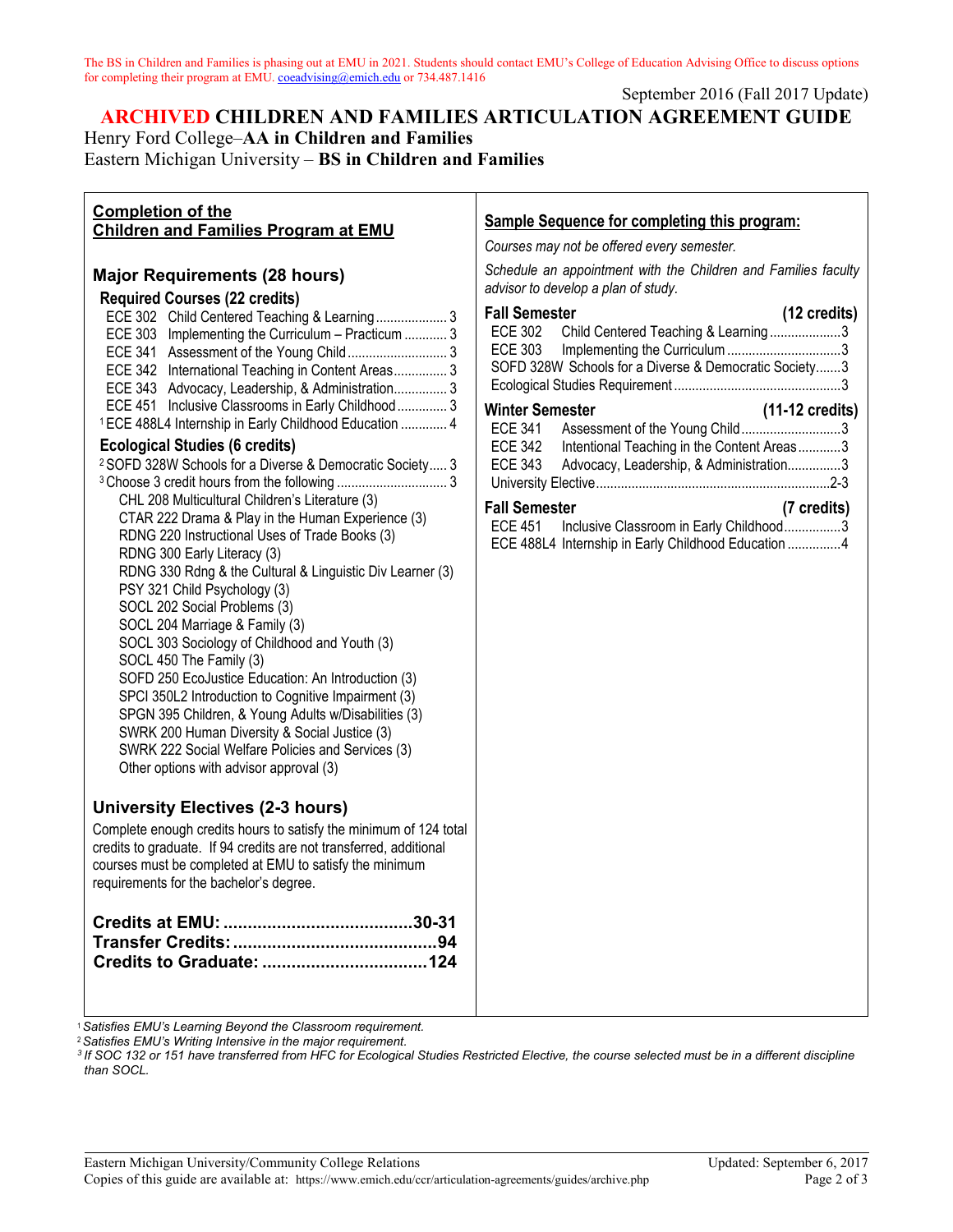The BS in Children and Families is phasing out at EMU in 2021. Students should contact EMU's College of Education Advising Office to discuss options for completing their program at EMU. coeadvising@emich.edu or 734.487.1416

September 2016 (Fall 2017 Update)

# ARCHIVED CHILDREN AND FAMILIES ARTICULATION AGREEMENT GUIDE

Henry Ford College–**AA in Children and Families**
Eastern Michigan University – **BS in Children and Families**

## Completion of the Children and Families Program at EMU

### Major Requirements (28 hours)

**Required Courses (22 credits)**

- ECE 302 Child Centered Teaching & Learning .................... 3
- ECE 303 Implementing the Curriculum – Practicum ............ 3
- ECE 341 Assessment of the Young Child ............................ 3
- ECE 342 International Teaching in Content Areas ............... 3
- ECE 343 Advocacy, Leadership, & Administration ............... 3
- ECE 451 Inclusive Classrooms in Early Childhood .............. 3
- [1] ECE 488L4 Internship in Early Childhood Education ............. 4

**Ecological Studies (6 credits)**

- [2] SOFD 328W Schools for a Diverse & Democratic Society..... 3
- [3] Choose 3 credit hours from the following ............................... 3
  - CHL 208 Multicultural Children's Literature (3)
  - CTAR 222 Drama & Play in the Human Experience (3)
  - RDNG 220 Instructional Uses of Trade Books (3)
  - RDNG 300 Early Literacy (3)
  - RDNG 330 Rdng & the Cultural & Linguistic Div Learner (3)
  - PSY 321 Child Psychology (3)
  - SOCL 202 Social Problems (3)
  - SOCL 204 Marriage & Family (3)
  - SOCL 303 Sociology of Childhood and Youth (3)
  - SOCL 450 The Family (3)
  - SOFD 250 EcoJustice Education: An Introduction (3)
  - SPCI 350L2 Introduction to Cognitive Impairment (3)
  - SPGN 395 Children, & Young Adults w/Disabilities (3)
  - SWRK 200 Human Diversity & Social Justice (3)
  - SWRK 222 Social Welfare Policies and Services (3)
  - Other options with advisor approval (3)

### University Electives (2-3 hours)

Complete enough credits hours to satisfy the minimum of 124 total credits to graduate. If 94 credits are not transferred, additional courses must be completed at EMU to satisfy the minimum requirements for the bachelor's degree.

**Credits at EMU: ......................................30-31**
**Transfer Credits: .........................................94**
**Credits to Graduate: ..................................124**

## Sample Sequence for completing this program:

*Courses may not be offered every semester.*

*Schedule an appointment with the Children and Families faculty advisor to develop a plan of study.*

**Fall Semester (12 credits)**

- ECE 302 Child Centered Teaching & Learning ....................3
- ECE 303 Implementing the Curriculum ................................3
- SOFD 328W Schools for a Diverse & Democratic Society.......3
- Ecological Studies Requirement ..............................................3

**Winter Semester (11-12 credits)**

- ECE 341 Assessment of the Young Child ............................3
- ECE 342 Intentional Teaching in the Content Areas ............3
- ECE 343 Advocacy, Leadership, & Administration...............3
- University Elective.................................................................2-3

**Fall Semester (7 credits)**

- ECE 451 Inclusive Classroom in Early Childhood................3
- ECE 488L4 Internship in Early Childhood Education ...............4

---

[1] *Satisfies EMU's Learning Beyond the Classroom requirement.*
[2] *Satisfies EMU's Writing Intensive in the major requirement.*
[3] *If SOC 132 or 151 have transferred from HFC for Ecological Studies Restricted Elective, the course selected must be in a different discipline than SOCL.*

Eastern Michigan University/Community College Relations — Updated: September 6, 2017
Copies of this guide are available at: https://www.emich.edu/ccr/articulation-agreements/guides/archive.php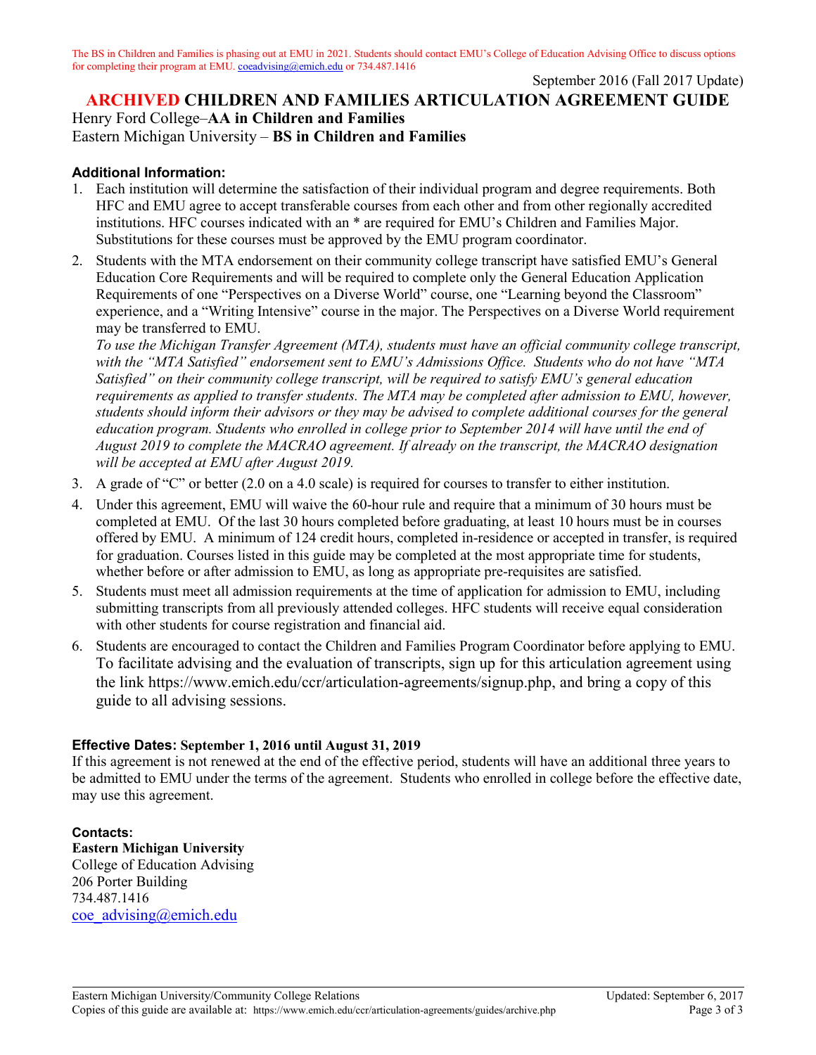The BS in Children and Families is phasing out at EMU in 2021. Students should contact EMU's College of Education Advising Office to discuss options for completing their program at EMU. coeadvising@emich.edu or 734.487.1416

September 2016 (Fall 2017 Update)

# ARCHIVED CHILDREN AND FAMILIES ARTICULATION AGREEMENT GUIDE

Henry Ford College–**AA in Children and Families**
Eastern Michigan University – **BS in Children and Families**

### Additional Information:

1. Each institution will determine the satisfaction of their individual program and degree requirements. Both HFC and EMU agree to accept transferable courses from each other and from other regionally accredited institutions. HFC courses indicated with an * are required for EMU's Children and Families Major. Substitutions for these courses must be approved by the EMU program coordinator.
2. Students with the MTA endorsement on their community college transcript have satisfied EMU's General Education Core Requirements and will be required to complete only the General Education Application Requirements of one "Perspectives on a Diverse World" course, one "Learning beyond the Classroom" experience, and a "Writing Intensive" course in the major. The Perspectives on a Diverse World requirement may be transferred to EMU.
   *To use the Michigan Transfer Agreement (MTA), students must have an official community college transcript, with the "MTA Satisfied" endorsement sent to EMU's Admissions Office. Students who do not have "MTA Satisfied" on their community college transcript, will be required to satisfy EMU's general education requirements as applied to transfer students. The MTA may be completed after admission to EMU, however, students should inform their advisors or they may be advised to complete additional courses for the general education program. Students who enrolled in college prior to September 2014 will have until the end of August 2019 to complete the MACRAO agreement. If already on the transcript, the MACRAO designation will be accepted at EMU after August 2019.*
3. A grade of "C" or better (2.0 on a 4.0 scale) is required for courses to transfer to either institution.
4. Under this agreement, EMU will waive the 60-hour rule and require that a minimum of 30 hours must be completed at EMU. Of the last 30 hours completed before graduating, at least 10 hours must be in courses offered by EMU. A minimum of 124 credit hours, completed in-residence or accepted in transfer, is required for graduation. Courses listed in this guide may be completed at the most appropriate time for students, whether before or after admission to EMU, as long as appropriate pre-requisites are satisfied.
5. Students must meet all admission requirements at the time of application for admission to EMU, including submitting transcripts from all previously attended colleges. HFC students will receive equal consideration with other students for course registration and financial aid.
6. Students are encouraged to contact the Children and Families Program Coordinator before applying to EMU. To facilitate advising and the evaluation of transcripts, sign up for this articulation agreement using the link https://www.emich.edu/ccr/articulation-agreements/signup.php, and bring a copy of this guide to all advising sessions.

### Effective Dates: September 1, 2016 until August 31, 2019

If this agreement is not renewed at the end of the effective period, students will have an additional three years to be admitted to EMU under the terms of the agreement. Students who enrolled in college before the effective date, may use this agreement.

### Contacts:

**Eastern Michigan University**
College of Education Advising
206 Porter Building
734.487.1416
coe_advising@emich.edu

Eastern Michigan University/Community College Relations — Updated: September 6, 2017
Copies of this guide are available at: https://www.emich.edu/ccr/articulation-agreements/guides/archive.php